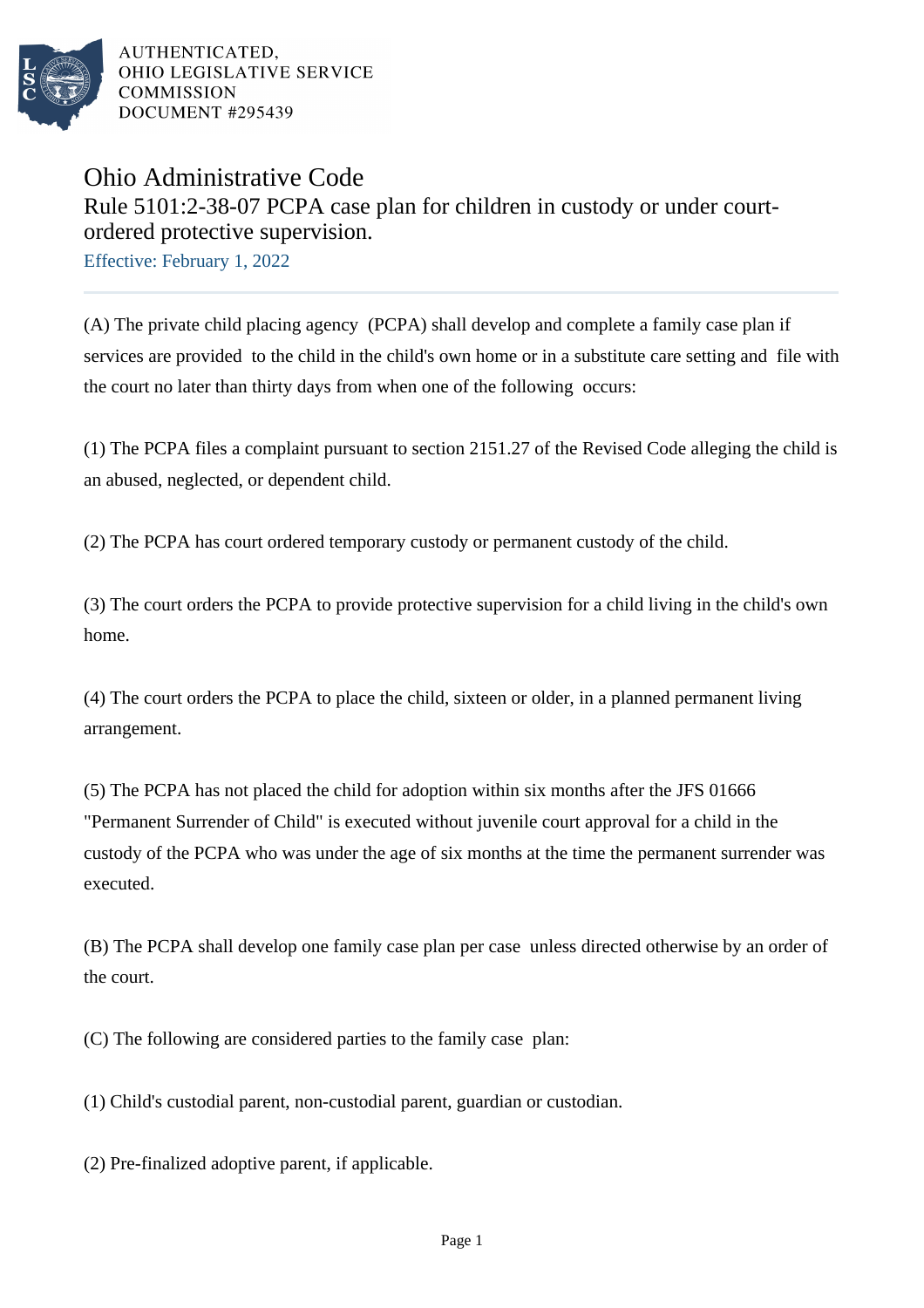AUTHENTICATED,
OHIO LEGISLATIVE SERVICE
COMMISSION
DOCUMENT #295439

# Ohio Administrative Code

## Rule 5101:2-38-07 PCPA case plan for children in custody or under court-ordered protective supervision.

Effective: February 1, 2022

---

(A) The private child placing agency (PCPA) shall develop and complete a family case plan if services are provided to the child in the child's own home or in a substitute care setting and file with the court no later than thirty days from when one of the following occurs:

(1) The PCPA files a complaint pursuant to section 2151.27 of the Revised Code alleging the child is an abused, neglected, or dependent child.

(2) The PCPA has court ordered temporary custody or permanent custody of the child.

(3) The court orders the PCPA to provide protective supervision for a child living in the child's own home.

(4) The court orders the PCPA to place the child, sixteen or older, in a planned permanent living arrangement.

(5) The PCPA has not placed the child for adoption within six months after the JFS 01666 "Permanent Surrender of Child" is executed without juvenile court approval for a child in the custody of the PCPA who was under the age of six months at the time the permanent surrender was executed.

(B) The PCPA shall develop one family case plan per case unless directed otherwise by an order of the court.

(C) The following are considered parties to the family case plan:

(1) Child's custodial parent, non-custodial parent, guardian or custodian.

(2) Pre-finalized adoptive parent, if applicable.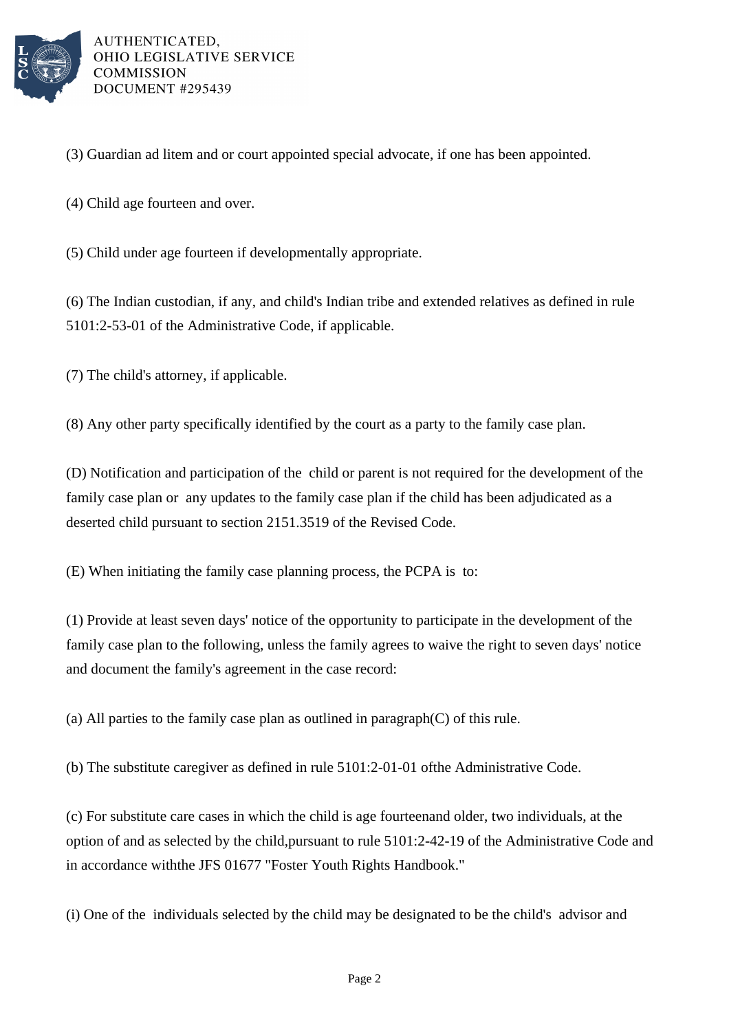(3) Guardian ad litem and or court appointed special advocate, if one has been appointed.

(4) Child age fourteen and over.

(5) Child under age fourteen if developmentally appropriate.

(6) The Indian custodian, if any, and child's Indian tribe and extended relatives as defined in rule 5101:2-53-01 of the Administrative Code, if applicable.

(7) The child's attorney, if applicable.

(8) Any other party specifically identified by the court as a party to the family case plan.

(D) Notification and participation of the child or parent is not required for the development of the family case plan or any updates to the family case plan if the child has been adjudicated as a deserted child pursuant to section 2151.3519 of the Revised Code.

(E) When initiating the family case planning process, the PCPA is to:

(1) Provide at least seven days' notice of the opportunity to participate in the development of the family case plan to the following, unless the family agrees to waive the right to seven days' notice and document the family's agreement in the case record:

(a) All parties to the family case plan as outlined in paragraph(C) of this rule.

(b) The substitute caregiver as defined in rule 5101:2-01-01 ofthe Administrative Code.

(c) For substitute care cases in which the child is age fourteenand older, two individuals, at the option of and as selected by the child,pursuant to rule 5101:2-42-19 of the Administrative Code and in accordance withthe JFS 01677 "Foster Youth Rights Handbook."

(i) One of the individuals selected by the child may be designated to be the child's advisor and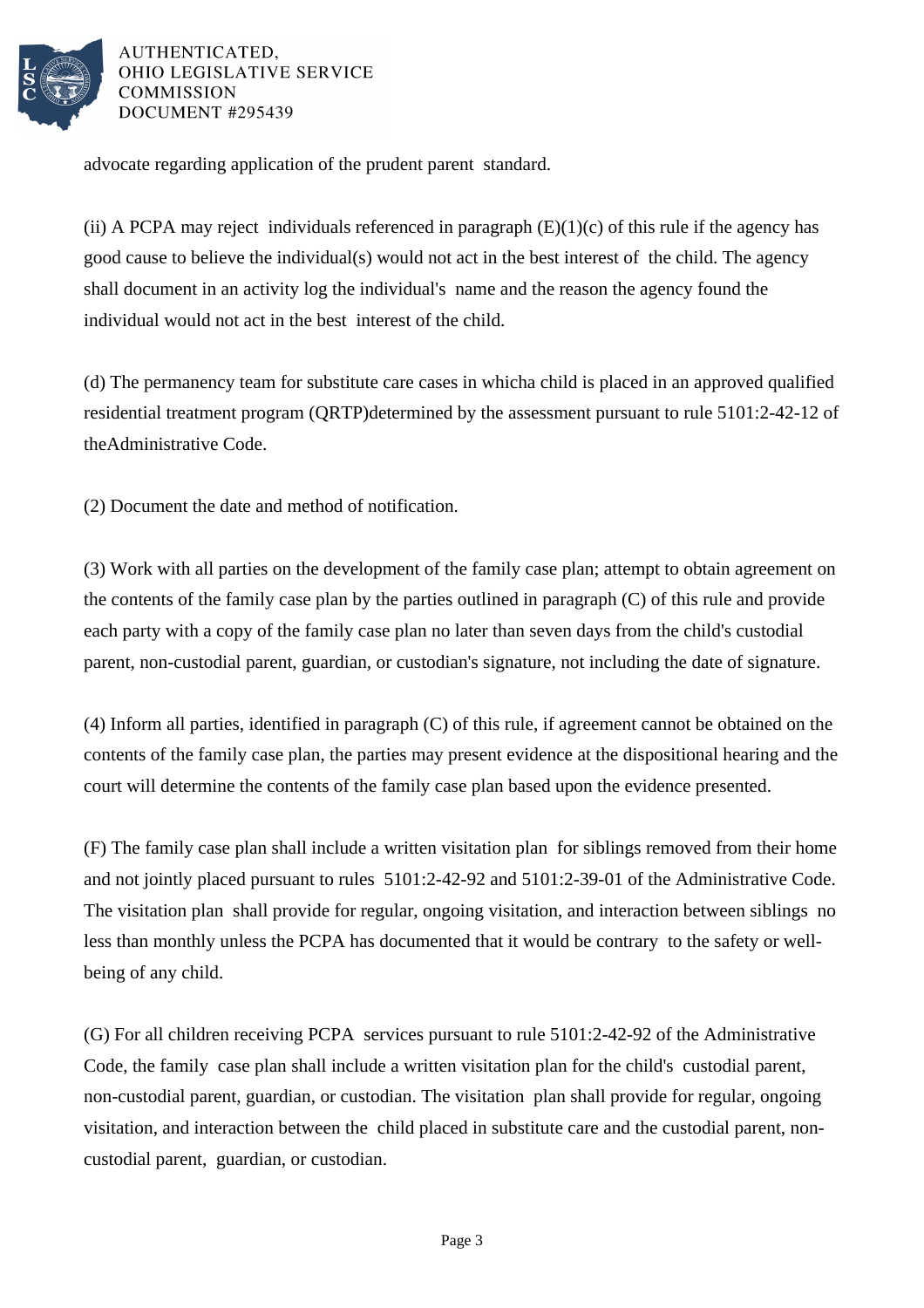advocate regarding application of the prudent parent standard.

(ii) A PCPA may reject individuals referenced in paragraph (E)(1)(c) of this rule if the agency has good cause to believe the individual(s) would not act in the best interest of the child. The agency shall document in an activity log the individual's name and the reason the agency found the individual would not act in the best interest of the child.

(d) The permanency team for substitute care cases in whicha child is placed in an approved qualified residential treatment program (QRTP)determined by the assessment pursuant to rule 5101:2-42-12 of theAdministrative Code.

(2) Document the date and method of notification.

(3) Work with all parties on the development of the family case plan; attempt to obtain agreement on the contents of the family case plan by the parties outlined in paragraph (C) of this rule and provide each party with a copy of the family case plan no later than seven days from the child's custodial parent, non-custodial parent, guardian, or custodian's signature, not including the date of signature.

(4) Inform all parties, identified in paragraph (C) of this rule, if agreement cannot be obtained on the contents of the family case plan, the parties may present evidence at the dispositional hearing and the court will determine the contents of the family case plan based upon the evidence presented.

(F) The family case plan shall include a written visitation plan for siblings removed from their home and not jointly placed pursuant to rules 5101:2-42-92 and 5101:2-39-01 of the Administrative Code. The visitation plan shall provide for regular, ongoing visitation, and interaction between siblings no less than monthly unless the PCPA has documented that it would be contrary to the safety or well-being of any child.

(G) For all children receiving PCPA services pursuant to rule 5101:2-42-92 of the Administrative Code, the family case plan shall include a written visitation plan for the child's custodial parent, non-custodial parent, guardian, or custodian. The visitation plan shall provide for regular, ongoing visitation, and interaction between the child placed in substitute care and the custodial parent, non-custodial parent, guardian, or custodian.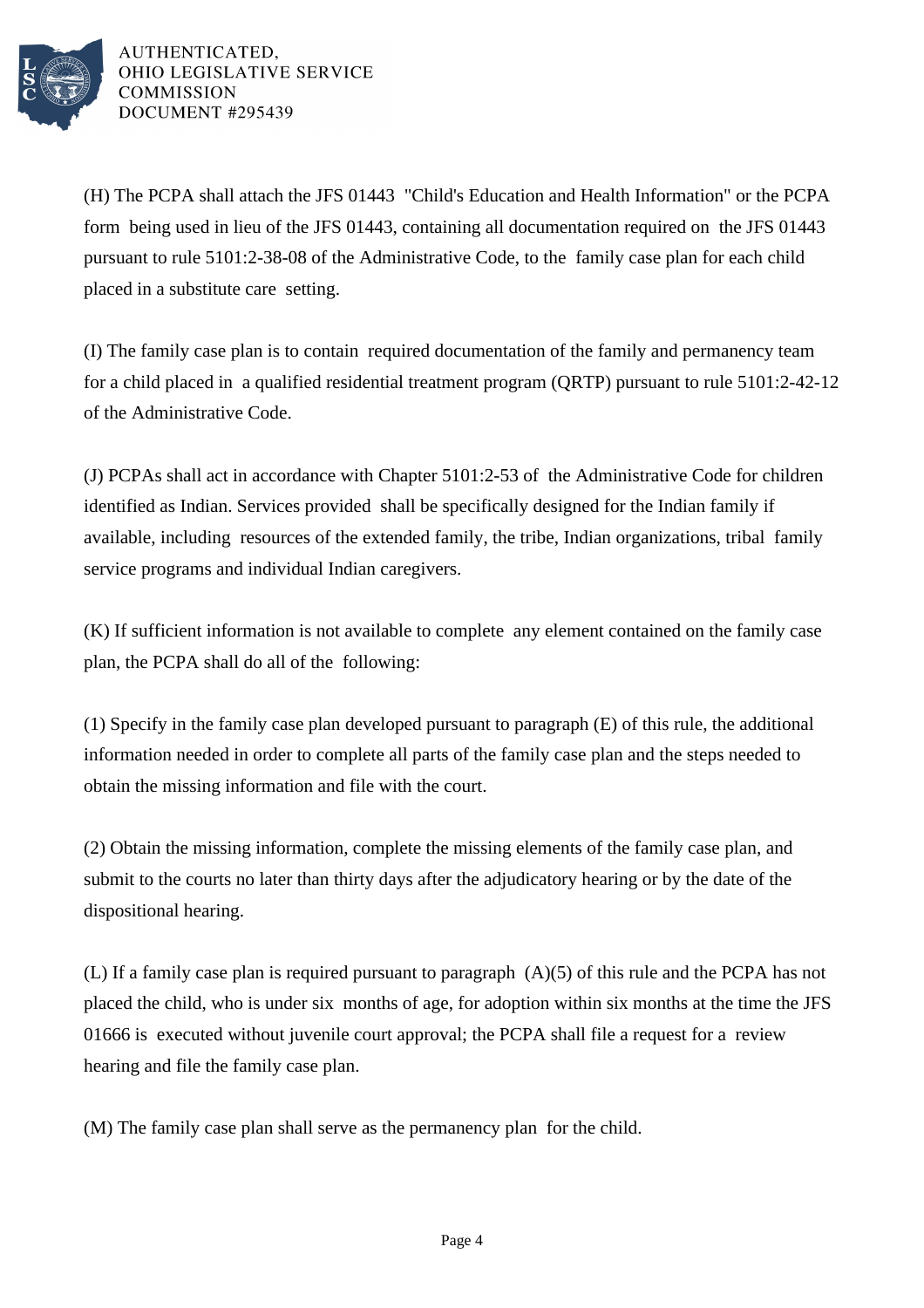(H) The PCPA shall attach the JFS 01443 "Child's Education and Health Information" or the PCPA form being used in lieu of the JFS 01443, containing all documentation required on the JFS 01443 pursuant to rule 5101:2-38-08 of the Administrative Code, to the family case plan for each child placed in a substitute care setting.

(I) The family case plan is to contain required documentation of the family and permanency team for a child placed in a qualified residential treatment program (QRTP) pursuant to rule 5101:2-42-12 of the Administrative Code.

(J) PCPAs shall act in accordance with Chapter 5101:2-53 of the Administrative Code for children identified as Indian. Services provided shall be specifically designed for the Indian family if available, including resources of the extended family, the tribe, Indian organizations, tribal family service programs and individual Indian caregivers.

(K) If sufficient information is not available to complete any element contained on the family case plan, the PCPA shall do all of the following:

(1) Specify in the family case plan developed pursuant to paragraph (E) of this rule, the additional information needed in order to complete all parts of the family case plan and the steps needed to obtain the missing information and file with the court.

(2) Obtain the missing information, complete the missing elements of the family case plan, and submit to the courts no later than thirty days after the adjudicatory hearing or by the date of the dispositional hearing.

(L) If a family case plan is required pursuant to paragraph (A)(5) of this rule and the PCPA has not placed the child, who is under six months of age, for adoption within six months at the time the JFS 01666 is executed without juvenile court approval; the PCPA shall file a request for a review hearing and file the family case plan.

(M) The family case plan shall serve as the permanency plan for the child.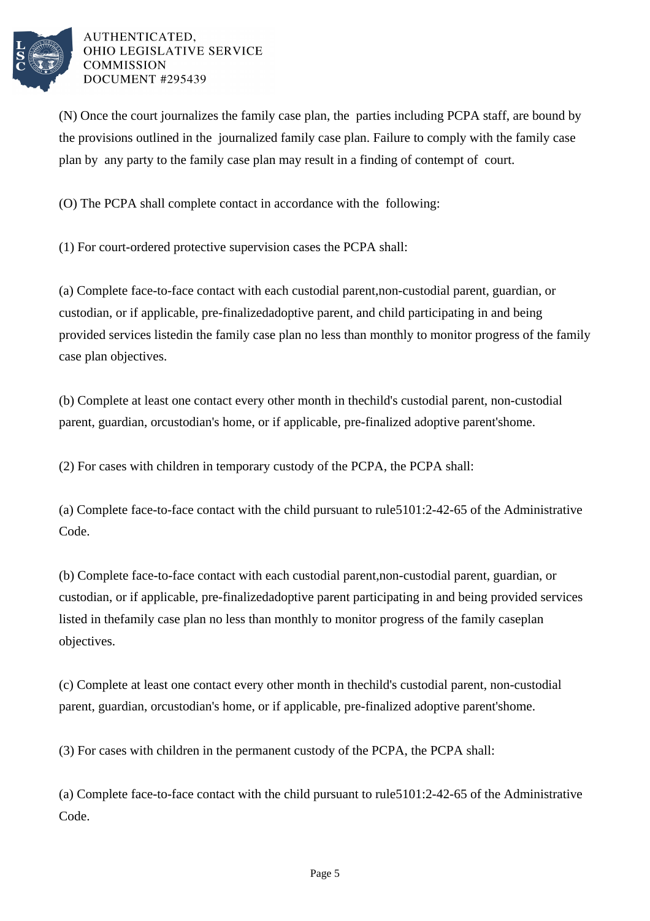(N) Once the court journalizes the family case plan, the parties including PCPA staff, are bound by the provisions outlined in the journalized family case plan. Failure to comply with the family case plan by any party to the family case plan may result in a finding of contempt of court.

(O) The PCPA shall complete contact in accordance with the following:

(1) For court-ordered protective supervision cases the PCPA shall:

(a) Complete face-to-face contact with each custodial parent,non-custodial parent, guardian, or custodian, or if applicable, pre-finalizedadoptive parent, and child participating in and being provided services listedin the family case plan no less than monthly to monitor progress of the family case plan objectives.

(b) Complete at least one contact every other month in thechild's custodial parent, non-custodial parent, guardian, orcustodian's home, or if applicable, pre-finalized adoptive parent'shome.

(2) For cases with children in temporary custody of the PCPA, the PCPA shall:

(a) Complete face-to-face contact with the child pursuant to rule5101:2-42-65 of the Administrative Code.

(b) Complete face-to-face contact with each custodial parent,non-custodial parent, guardian, or custodian, or if applicable, pre-finalizedadoptive parent participating in and being provided services listed in thefamily case plan no less than monthly to monitor progress of the family caseplan objectives.

(c) Complete at least one contact every other month in thechild's custodial parent, non-custodial parent, guardian, orcustodian's home, or if applicable, pre-finalized adoptive parent'shome.

(3) For cases with children in the permanent custody of the PCPA, the PCPA shall:

(a) Complete face-to-face contact with the child pursuant to rule5101:2-42-65 of the Administrative Code.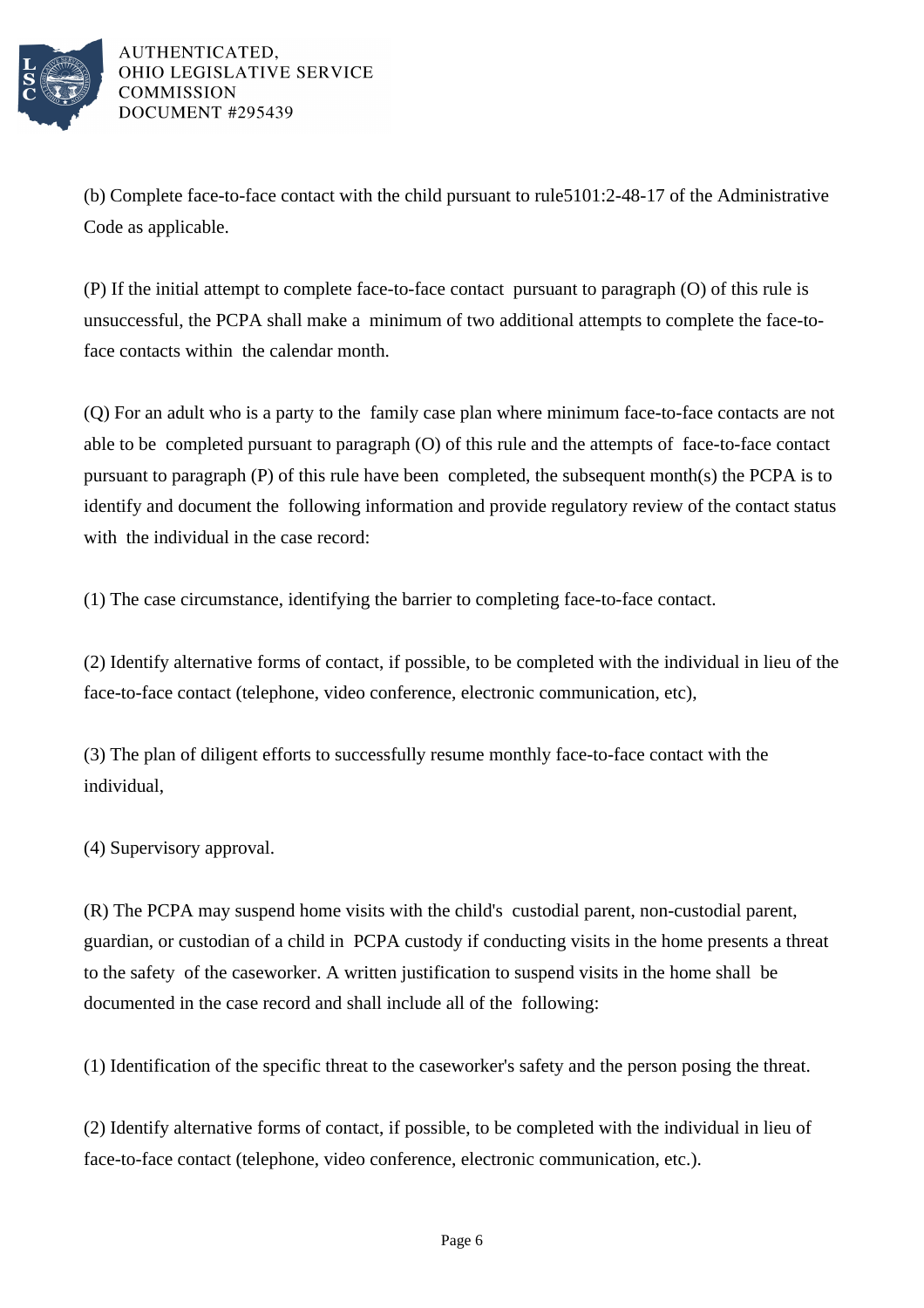(b) Complete face-to-face contact with the child pursuant to rule5101:2-48-17 of the Administrative Code as applicable.

(P) If the initial attempt to complete face-to-face contact pursuant to paragraph (O) of this rule is unsuccessful, the PCPA shall make a minimum of two additional attempts to complete the face-to-face contacts within the calendar month.

(Q) For an adult who is a party to the family case plan where minimum face-to-face contacts are not able to be completed pursuant to paragraph (O) of this rule and the attempts of face-to-face contact pursuant to paragraph (P) of this rule have been completed, the subsequent month(s) the PCPA is to identify and document the following information and provide regulatory review of the contact status with the individual in the case record:

(1) The case circumstance, identifying the barrier to completing face-to-face contact.

(2) Identify alternative forms of contact, if possible, to be completed with the individual in lieu of the face-to-face contact (telephone, video conference, electronic communication, etc),

(3) The plan of diligent efforts to successfully resume monthly face-to-face contact with the individual,

(4) Supervisory approval.

(R) The PCPA may suspend home visits with the child's custodial parent, non-custodial parent, guardian, or custodian of a child in PCPA custody if conducting visits in the home presents a threat to the safety of the caseworker. A written justification to suspend visits in the home shall be documented in the case record and shall include all of the following:

(1) Identification of the specific threat to the caseworker's safety and the person posing the threat.

(2) Identify alternative forms of contact, if possible, to be completed with the individual in lieu of face-to-face contact (telephone, video conference, electronic communication, etc.).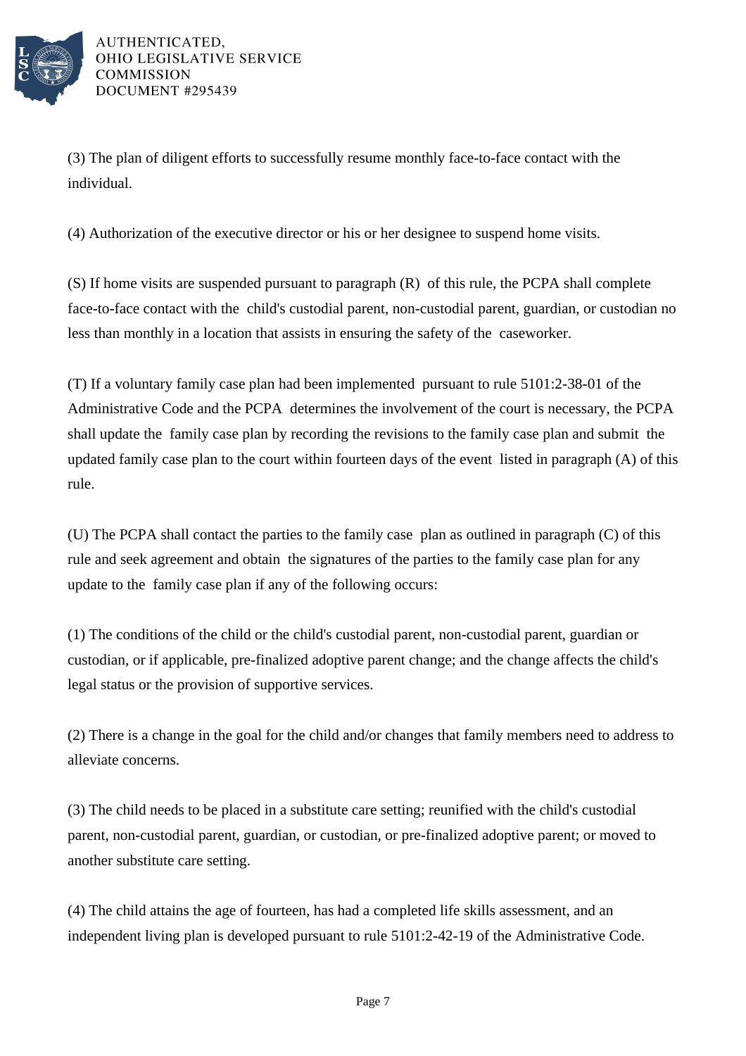(3) The plan of diligent efforts to successfully resume monthly face-to-face contact with the individual.

(4) Authorization of the executive director or his or her designee to suspend home visits.

(S) If home visits are suspended pursuant to paragraph (R) of this rule, the PCPA shall complete face-to-face contact with the child's custodial parent, non-custodial parent, guardian, or custodian no less than monthly in a location that assists in ensuring the safety of the caseworker.

(T) If a voluntary family case plan had been implemented pursuant to rule 5101:2-38-01 of the Administrative Code and the PCPA determines the involvement of the court is necessary, the PCPA shall update the family case plan by recording the revisions to the family case plan and submit the updated family case plan to the court within fourteen days of the event listed in paragraph (A) of this rule.

(U) The PCPA shall contact the parties to the family case plan as outlined in paragraph (C) of this rule and seek agreement and obtain the signatures of the parties to the family case plan for any update to the family case plan if any of the following occurs:

(1) The conditions of the child or the child's custodial parent, non-custodial parent, guardian or custodian, or if applicable, pre-finalized adoptive parent change; and the change affects the child's legal status or the provision of supportive services.

(2) There is a change in the goal for the child and/or changes that family members need to address to alleviate concerns.

(3) The child needs to be placed in a substitute care setting; reunified with the child's custodial parent, non-custodial parent, guardian, or custodian, or pre-finalized adoptive parent; or moved to another substitute care setting.

(4) The child attains the age of fourteen, has had a completed life skills assessment, and an independent living plan is developed pursuant to rule 5101:2-42-19 of the Administrative Code.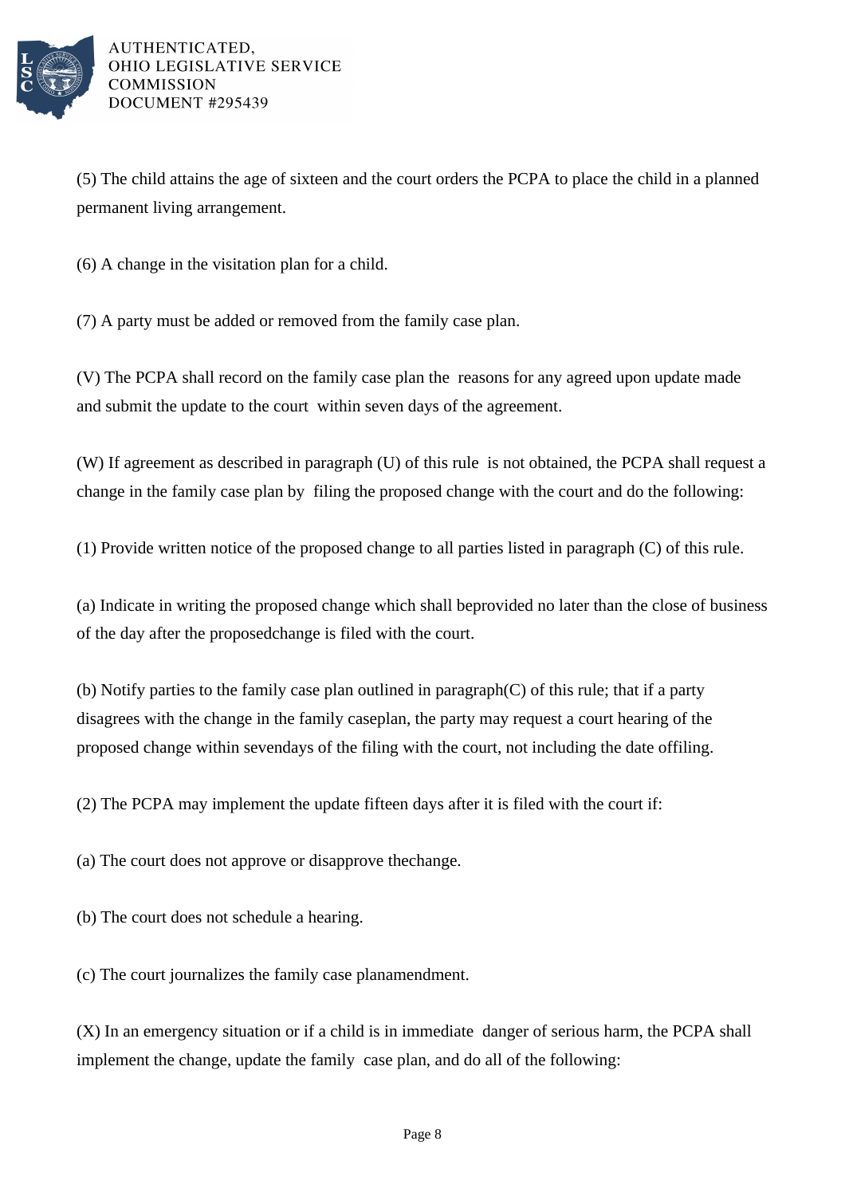(5) The child attains the age of sixteen and the court orders the PCPA to place the child in a planned permanent living arrangement.

(6) A change in the visitation plan for a child.

(7) A party must be added or removed from the family case plan.

(V) The PCPA shall record on the family case plan the reasons for any agreed upon update made and submit the update to the court within seven days of the agreement.

(W) If agreement as described in paragraph (U) of this rule is not obtained, the PCPA shall request a change in the family case plan by filing the proposed change with the court and do the following:

(1) Provide written notice of the proposed change to all parties listed in paragraph (C) of this rule.

(a) Indicate in writing the proposed change which shall beprovided no later than the close of business of the day after the proposedchange is filed with the court.

(b) Notify parties to the family case plan outlined in paragraph(C) of this rule; that if a party disagrees with the change in the family caseplan, the party may request a court hearing of the proposed change within sevendays of the filing with the court, not including the date offiling.

(2) The PCPA may implement the update fifteen days after it is filed with the court if:

(a) The court does not approve or disapprove thechange.

(b) The court does not schedule a hearing.

(c) The court journalizes the family case planamendment.

(X) In an emergency situation or if a child is in immediate danger of serious harm, the PCPA shall implement the change, update the family case plan, and do all of the following: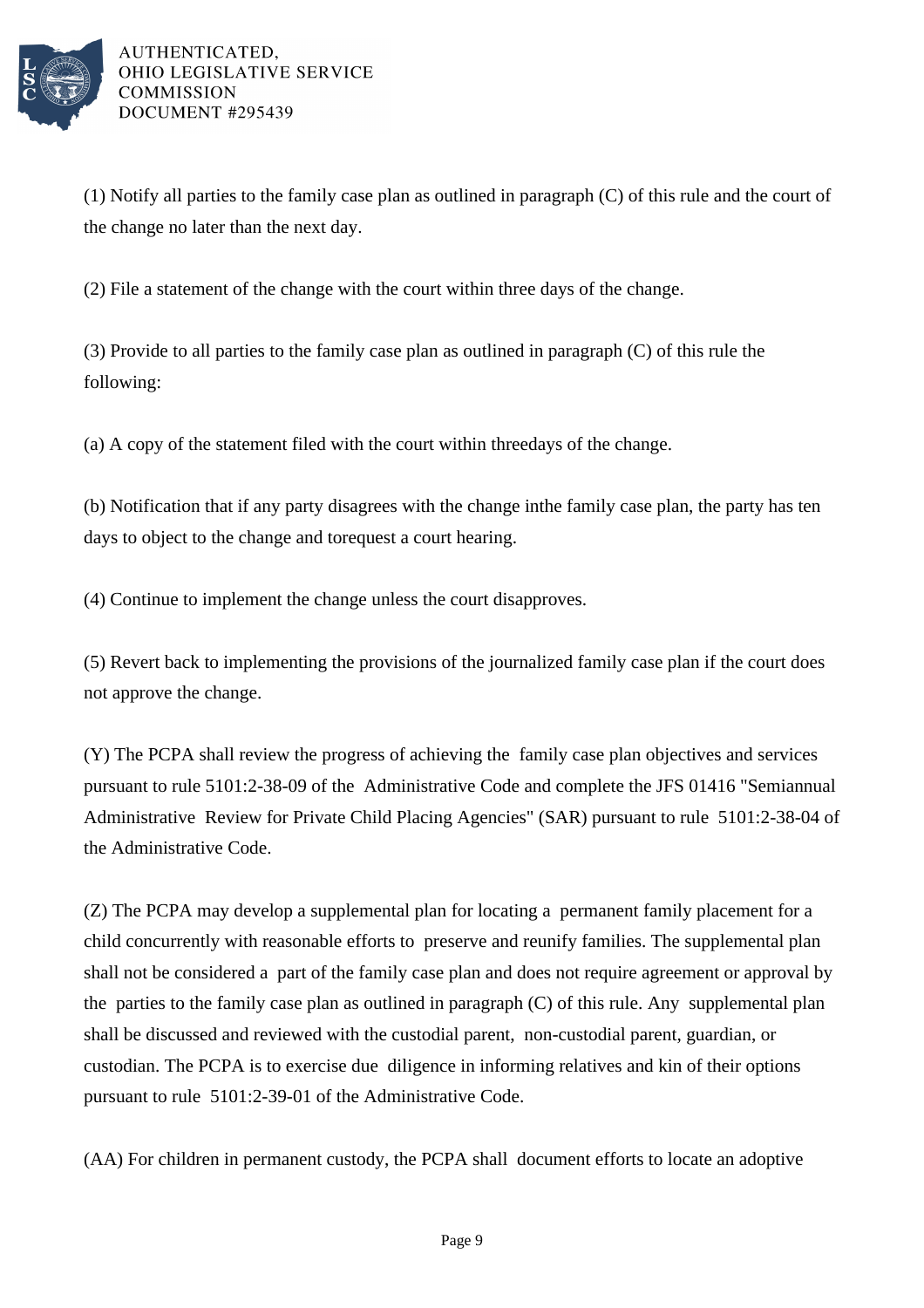(1) Notify all parties to the family case plan as outlined in paragraph (C) of this rule and the court of the change no later than the next day.

(2) File a statement of the change with the court within three days of the change.

(3) Provide to all parties to the family case plan as outlined in paragraph (C) of this rule the following:

(a) A copy of the statement filed with the court within threedays of the change.

(b) Notification that if any party disagrees with the change inthe family case plan, the party has ten days to object to the change and torequest a court hearing.

(4) Continue to implement the change unless the court disapproves.

(5) Revert back to implementing the provisions of the journalized family case plan if the court does not approve the change.

(Y) The PCPA shall review the progress of achieving the family case plan objectives and services pursuant to rule 5101:2-38-09 of the Administrative Code and complete the JFS 01416 "Semiannual Administrative Review for Private Child Placing Agencies" (SAR) pursuant to rule 5101:2-38-04 of the Administrative Code.

(Z) The PCPA may develop a supplemental plan for locating a permanent family placement for a child concurrently with reasonable efforts to preserve and reunify families. The supplemental plan shall not be considered a part of the family case plan and does not require agreement or approval by the parties to the family case plan as outlined in paragraph (C) of this rule. Any supplemental plan shall be discussed and reviewed with the custodial parent, non-custodial parent, guardian, or custodian. The PCPA is to exercise due diligence in informing relatives and kin of their options pursuant to rule 5101:2-39-01 of the Administrative Code.

(AA) For children in permanent custody, the PCPA shall document efforts to locate an adoptive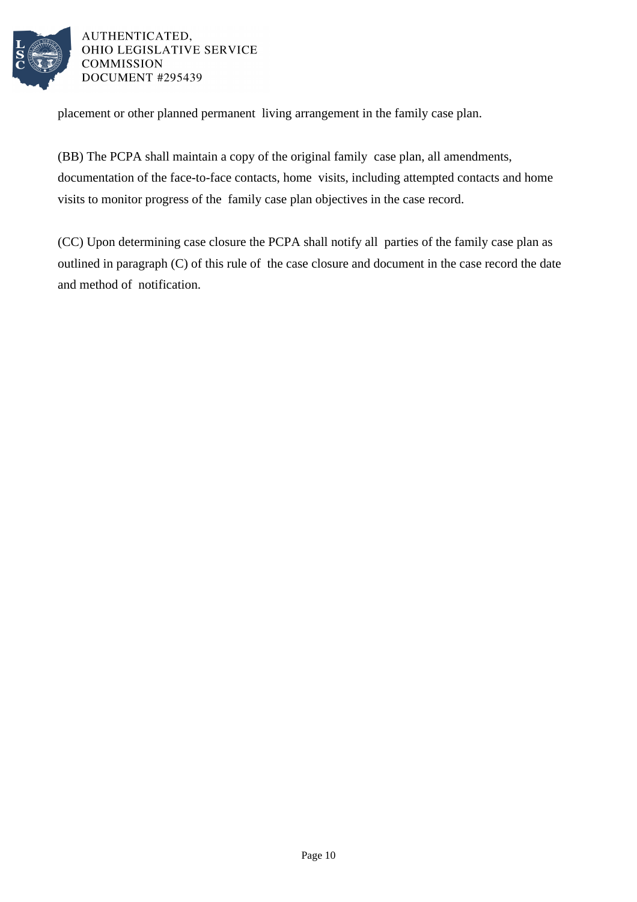placement or other planned permanent living arrangement in the family case plan.

(BB) The PCPA shall maintain a copy of the original family case plan, all amendments, documentation of the face-to-face contacts, home visits, including attempted contacts and home visits to monitor progress of the family case plan objectives in the case record.

(CC) Upon determining case closure the PCPA shall notify all parties of the family case plan as outlined in paragraph (C) of this rule of the case closure and document in the case record the date and method of notification.